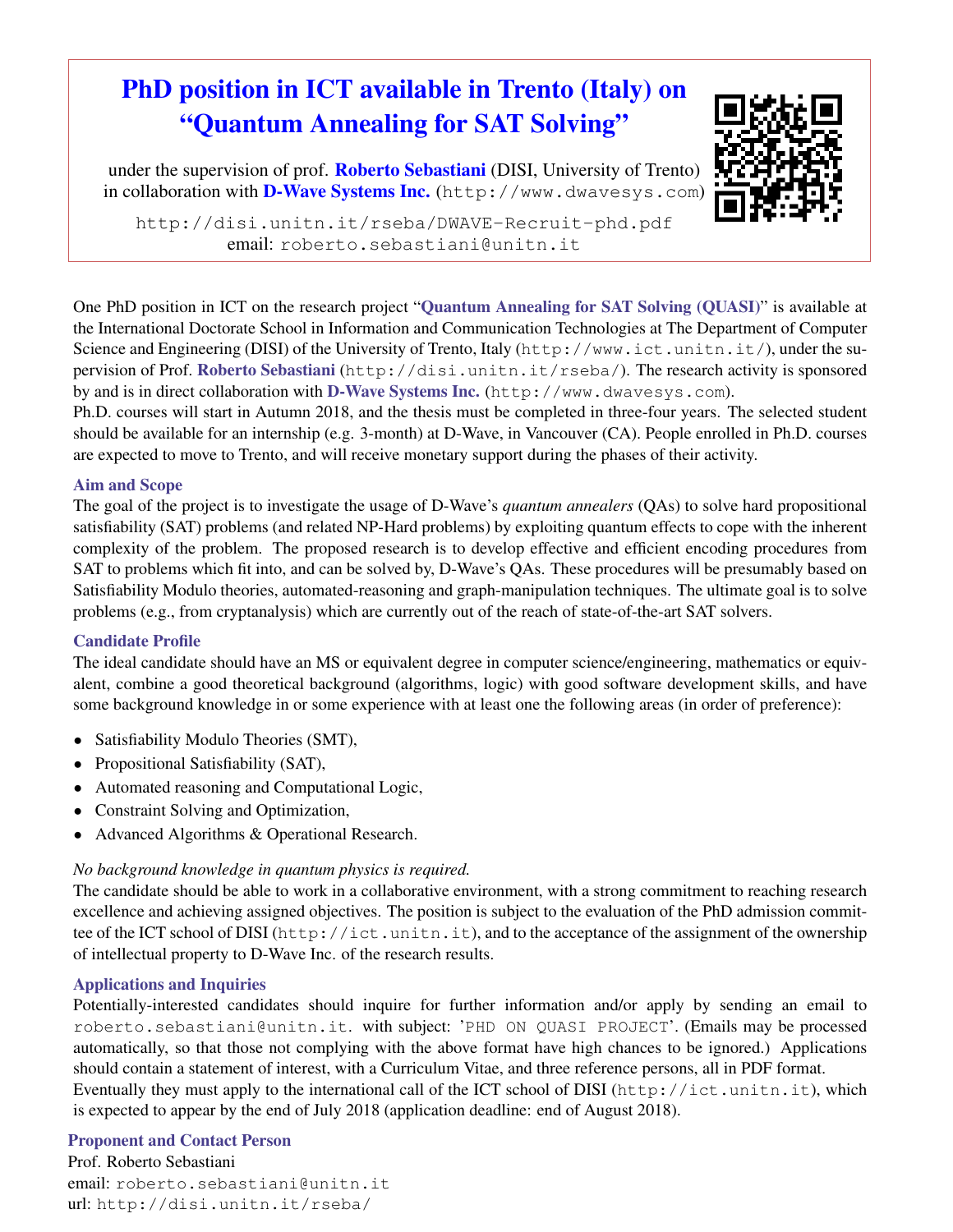# PhD position in ICT available in Trento (Italy) on "Quantum Annealing for SAT Solving"

under the supervision of prof. **Roberto Sebastiani** (DISI, University of Trento) in collaboration with **D-Wave Systems Inc.** (http://www.dwavesys.com)

http://disi.unitn.it/rseba/DWAVE-Recruit-phd.pdf
email: roberto.sebastiani@unitn.it

One PhD position in ICT on the research project "**Quantum Annealing for SAT Solving (QUASI)**" is available at the International Doctorate School in Information and Communication Technologies at The Department of Computer Science and Engineering (DISI) of the University of Trento, Italy (http://www.ict.unitn.it/), under the supervision of Prof. **Roberto Sebastiani** (http://disi.unitn.it/rseba/). The research activity is sponsored by and is in direct collaboration with **D-Wave Systems Inc.** (http://www.dwavesys.com).
Ph.D. courses will start in Autumn 2018, and the thesis must be completed in three-four years. The selected student should be available for an internship (e.g. 3-month) at D-Wave, in Vancouver (CA). People enrolled in Ph.D. courses are expected to move to Trento, and will receive monetary support during the phases of their activity.

### Aim and Scope

The goal of the project is to investigate the usage of D-Wave's *quantum annealers* (QAs) to solve hard propositional satisfiability (SAT) problems (and related NP-Hard problems) by exploiting quantum effects to cope with the inherent complexity of the problem. The proposed research is to develop effective and efficient encoding procedures from SAT to problems which fit into, and can be solved by, D-Wave's QAs. These procedures will be presumably based on Satisfiability Modulo theories, automated-reasoning and graph-manipulation techniques. The ultimate goal is to solve problems (e.g., from cryptanalysis) which are currently out of the reach of state-of-the-art SAT solvers.

### Candidate Profile

The ideal candidate should have an MS or equivalent degree in computer science/engineering, mathematics or equivalent, combine a good theoretical background (algorithms, logic) with good software development skills, and have some background knowledge in or some experience with at least one the following areas (in order of preference):

- Satisfiability Modulo Theories (SMT),
- Propositional Satisfiability (SAT),
- Automated reasoning and Computational Logic,
- Constraint Solving and Optimization,
- Advanced Algorithms & Operational Research.

*No background knowledge in quantum physics is required.*
The candidate should be able to work in a collaborative environment, with a strong commitment to reaching research excellence and achieving assigned objectives. The position is subject to the evaluation of the PhD admission committee of the ICT school of DISI (http://ict.unitn.it), and to the acceptance of the assignment of the ownership of intellectual property to D-Wave Inc. of the research results.

### Applications and Inquiries

Potentially-interested candidates should inquire for further information and/or apply by sending an email to roberto.sebastiani@unitn.it. with subject: 'PHD ON QUASI PROJECT'. (Emails may be processed automatically, so that those not complying with the above format have high chances to be ignored.) Applications should contain a statement of interest, with a Curriculum Vitae, and three reference persons, all in PDF format.
Eventually they must apply to the international call of the ICT school of DISI (http://ict.unitn.it), which is expected to appear by the end of July 2018 (application deadline: end of August 2018).

### Proponent and Contact Person

Prof. Roberto Sebastiani
email: roberto.sebastiani@unitn.it
url: http://disi.unitn.it/rseba/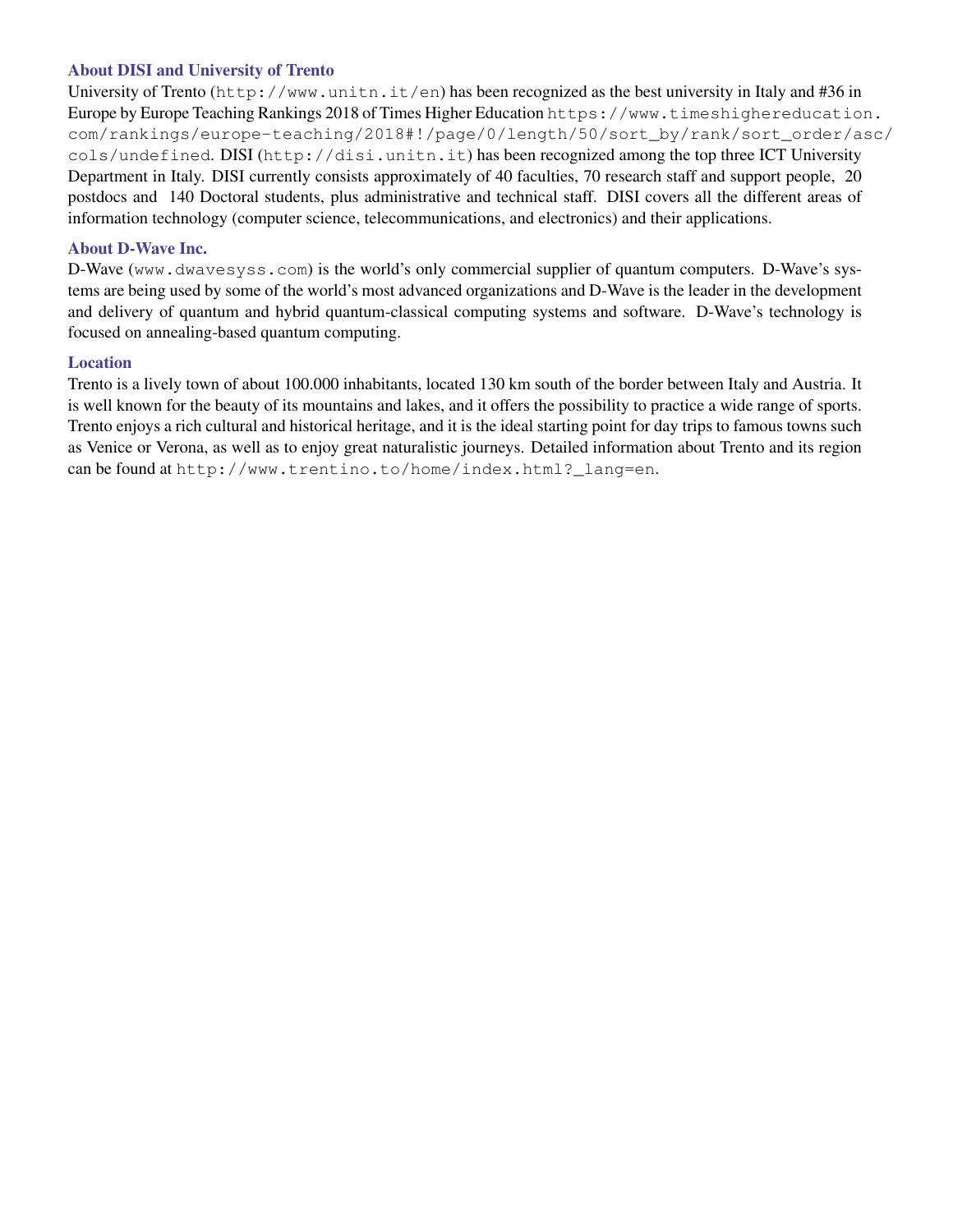### About DISI and University of Trento

University of Trento (http://www.unitn.it/en) has been recognized as the best university in Italy and #36 in Europe by Europe Teaching Rankings 2018 of Times Higher Education https://www.timeshighereducation.com/rankings/europe-teaching/2018#!/page/0/length/50/sort_by/rank/sort_order/asc/cols/undefined. DISI (http://disi.unitn.it) has been recognized among the top three ICT University Department in Italy. DISI currently consists approximately of 40 faculties, 70 research staff and support people, 20 postdocs and 140 Doctoral students, plus administrative and technical staff. DISI covers all the different areas of information technology (computer science, telecommunications, and electronics) and their applications.

### About D-Wave Inc.

D-Wave (www.dwavesyss.com) is the world's only commercial supplier of quantum computers. D-Wave's systems are being used by some of the world's most advanced organizations and D-Wave is the leader in the development and delivery of quantum and hybrid quantum-classical computing systems and software. D-Wave's technology is focused on annealing-based quantum computing.

### Location

Trento is a lively town of about 100.000 inhabitants, located 130 km south of the border between Italy and Austria. It is well known for the beauty of its mountains and lakes, and it offers the possibility to practice a wide range of sports. Trento enjoys a rich cultural and historical heritage, and it is the ideal starting point for day trips to famous towns such as Venice or Verona, as well as to enjoy great naturalistic journeys. Detailed information about Trento and its region can be found at http://www.trentino.to/home/index.html?_lang=en.